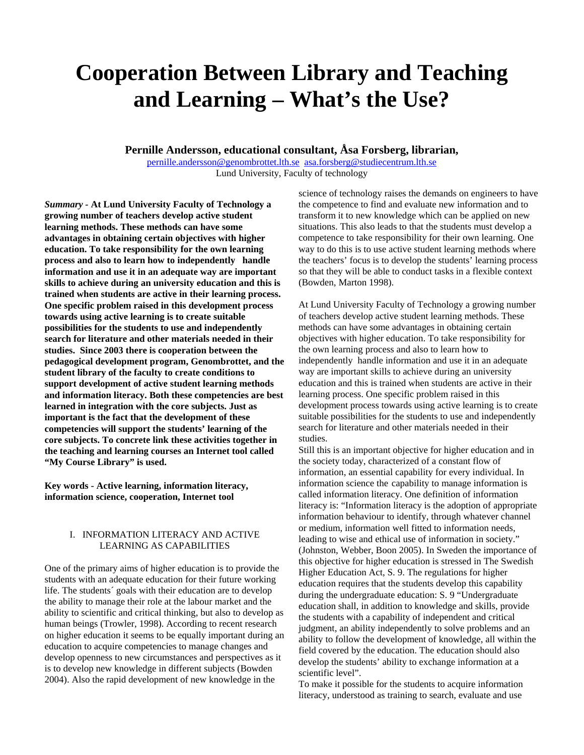# Cooperation Between Library and Teaching and Learning – What's the Use?

**Pernille Andersson, educational consultant, Åsa Forsberg, librarian,**

pernille.andersson@genombrottet.lth.se asa.forsberg@studiecentrum.lth.se

Lund University, Faculty of technology

***Summary* - At Lund University Faculty of Technology a growing number of teachers develop active student learning methods. These methods can have some advantages in obtaining certain objectives with higher education. To take responsibility for the own learning process and also to learn how to independently handle information and use it in an adequate way are important skills to achieve during an university education and this is trained when students are active in their learning process. One specific problem raised in this development process towards using active learning is to create suitable possibilities for the students to use and independently search for literature and other materials needed in their studies. Since 2003 there is cooperation between the pedagogical development program, Genombrottet, and the student library of the faculty to create conditions to support development of active student learning methods and information literacy. Both these competencies are best learned in integration with the core subjects. Just as important is the fact that the development of these competencies will support the students' learning of the core subjects. To concrete link these activities together in the teaching and learning courses an Internet tool called "My Course Library" is used.**

**Key words - Active learning, information literacy, information science, cooperation, Internet tool**

## I. INFORMATION LITERACY AND ACTIVE LEARNING AS CAPABILITIES

One of the primary aims of higher education is to provide the students with an adequate education for their future working life. The students´ goals with their education are to develop the ability to manage their role at the labour market and the ability to scientific and critical thinking, but also to develop as human beings (Trowler, 1998). According to recent research on higher education it seems to be equally important during an education to acquire competencies to manage changes and develop openness to new circumstances and perspectives as it is to develop new knowledge in different subjects (Bowden 2004). Also the rapid development of new knowledge in the science of technology raises the demands on engineers to have the competence to find and evaluate new information and to transform it to new knowledge which can be applied on new situations. This also leads to that the students must develop a competence to take responsibility for their own learning. One way to do this is to use active student learning methods where the teachers' focus is to develop the students' learning process so that they will be able to conduct tasks in a flexible context (Bowden, Marton 1998).

At Lund University Faculty of Technology a growing number of teachers develop active student learning methods. These methods can have some advantages in obtaining certain objectives with higher education. To take responsibility for the own learning process and also to learn how to independently handle information and use it in an adequate way are important skills to achieve during an university education and this is trained when students are active in their learning process. One specific problem raised in this development process towards using active learning is to create suitable possibilities for the students to use and independently search for literature and other materials needed in their studies.

Still this is an important objective for higher education and in the society today, characterized of a constant flow of information, an essential capability for every individual. In information science the capability to manage information is called information literacy. One definition of information literacy is: "Information literacy is the adoption of appropriate information behaviour to identify, through whatever channel or medium, information well fitted to information needs, leading to wise and ethical use of information in society." (Johnston, Webber, Boon 2005). In Sweden the importance of this objective for higher education is stressed in The Swedish Higher Education Act, S. 9. The regulations for higher education requires that the students develop this capability during the undergraduate education: S. 9 "Undergraduate education shall, in addition to knowledge and skills, provide the students with a capability of independent and critical judgment, an ability independently to solve problems and an ability to follow the development of knowledge, all within the field covered by the education. The education should also develop the students' ability to exchange information at a scientific level".

To make it possible for the students to acquire information literacy, understood as training to search, evaluate and use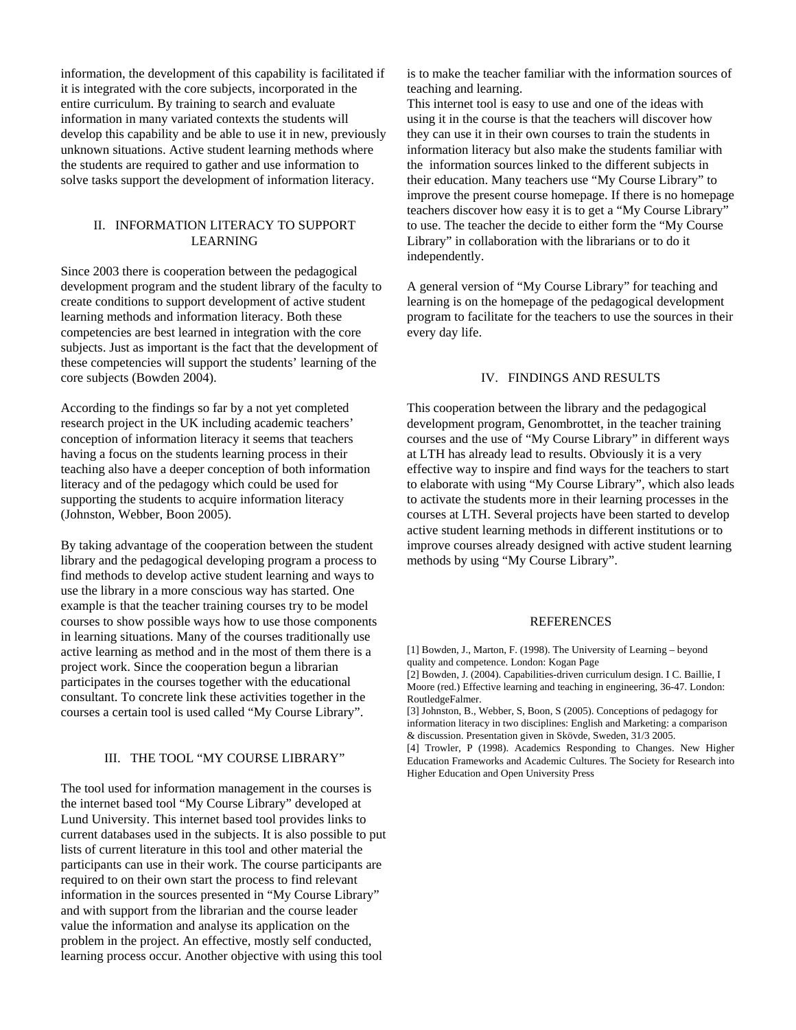information, the development of this capability is facilitated if it is integrated with the core subjects, incorporated in the entire curriculum. By training to search and evaluate information in many variated contexts the students will develop this capability and be able to use it in new, previously unknown situations. Active student learning methods where the students are required to gather and use information to solve tasks support the development of information literacy.

## II. INFORMATION LITERACY TO SUPPORT LEARNING

Since 2003 there is cooperation between the pedagogical development program and the student library of the faculty to create conditions to support development of active student learning methods and information literacy. Both these competencies are best learned in integration with the core subjects. Just as important is the fact that the development of these competencies will support the students' learning of the core subjects (Bowden 2004).

According to the findings so far by a not yet completed research project in the UK including academic teachers' conception of information literacy it seems that teachers having a focus on the students learning process in their teaching also have a deeper conception of both information literacy and of the pedagogy which could be used for supporting the students to acquire information literacy (Johnston, Webber, Boon 2005).

By taking advantage of the cooperation between the student library and the pedagogical developing program a process to find methods to develop active student learning and ways to use the library in a more conscious way has started. One example is that the teacher training courses try to be model courses to show possible ways how to use those components in learning situations. Many of the courses traditionally use active learning as method and in the most of them there is a project work. Since the cooperation begun a librarian participates in the courses together with the educational consultant. To concrete link these activities together in the courses a certain tool is used called "My Course Library".

## III. THE TOOL "MY COURSE LIBRARY"

The tool used for information management in the courses is the internet based tool "My Course Library" developed at Lund University. This internet based tool provides links to current databases used in the subjects. It is also possible to put lists of current literature in this tool and other material the participants can use in their work. The course participants are required to on their own start the process to find relevant information in the sources presented in "My Course Library" and with support from the librarian and the course leader value the information and analyse its application on the problem in the project. An effective, mostly self conducted, learning process occur. Another objective with using this tool is to make the teacher familiar with the information sources of teaching and learning.

This internet tool is easy to use and one of the ideas with using it in the course is that the teachers will discover how they can use it in their own courses to train the students in information literacy but also make the students familiar with the information sources linked to the different subjects in their education. Many teachers use "My Course Library" to improve the present course homepage. If there is no homepage teachers discover how easy it is to get a "My Course Library" to use. The teacher the decide to either form the "My Course Library" in collaboration with the librarians or to do it independently.

A general version of "My Course Library" for teaching and learning is on the homepage of the pedagogical development program to facilitate for the teachers to use the sources in their every day life.

## IV. FINDINGS AND RESULTS

This cooperation between the library and the pedagogical development program, Genombrottet, in the teacher training courses and the use of "My Course Library" in different ways at LTH has already lead to results. Obviously it is a very effective way to inspire and find ways for the teachers to start to elaborate with using "My Course Library", which also leads to activate the students more in their learning processes in the courses at LTH. Several projects have been started to develop active student learning methods in different institutions or to improve courses already designed with active student learning methods by using "My Course Library".

## REFERENCES

[1] Bowden, J., Marton, F. (1998). The University of Learning – beyond quality and competence. London: Kogan Page

[2] Bowden, J. (2004). Capabilities-driven curriculum design. I C. Baillie, I Moore (red.) Effective learning and teaching in engineering, 36-47. London: RoutledgeFalmer.

[3] Johnston, B., Webber, S, Boon, S (2005). Conceptions of pedagogy for information literacy in two disciplines: English and Marketing: a comparison & discussion. Presentation given in Skövde, Sweden, 31/3 2005.

[4] Trowler, P (1998). Academics Responding to Changes. New Higher Education Frameworks and Academic Cultures. The Society for Research into Higher Education and Open University Press